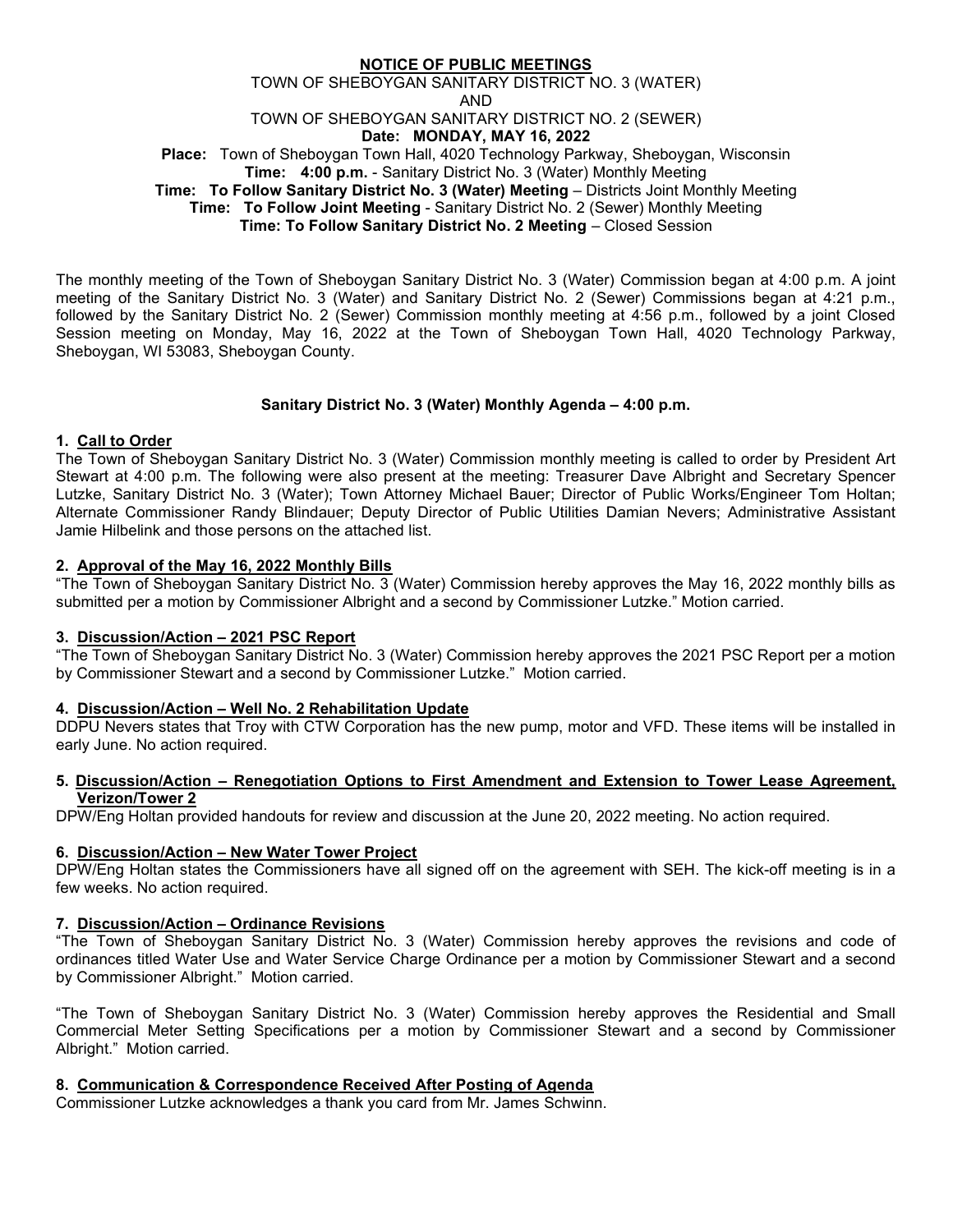**NOTICE OF PUBLIC MEETINGS**

TOWN OF SHEBOYGAN SANITARY DISTRICT NO. 3 (WATER)

AND

TOWN OF SHEBOYGAN SANITARY DISTRICT NO. 2 (SEWER)

**Date: MONDAY, MAY 16, 2022**

**Place:** Town of Sheboygan Town Hall, 4020 Technology Parkway, Sheboygan, Wisconsin

**Time: 4:00 p.m.** - Sanitary District No. 3 (Water) Monthly Meeting

**Time: To Follow Sanitary District No. 3 (Water) Meeting** – Districts Joint Monthly Meeting

**Time: To Follow Joint Meeting** - Sanitary District No. 2 (Sewer) Monthly Meeting

**Time: To Follow Sanitary District No. 2 Meeting** – Closed Session

The monthly meeting of the Town of Sheboygan Sanitary District No. 3 (Water) Commission began at 4:00 p.m. A joint meeting of the Sanitary District No. 3 (Water) and Sanitary District No. 2 (Sewer) Commissions began at 4:21 p.m., followed by the Sanitary District No. 2 (Sewer) Commission monthly meeting at 4:56 p.m., followed by a joint Closed Session meeting on Monday, May 16, 2022 at the Town of Sheboygan Town Hall, 4020 Technology Parkway, Sheboygan, WI 53083, Sheboygan County.

## Sanitary District No. 3 (Water) Monthly Agenda – 4:00 p.m.

### 1. Call to Order

The Town of Sheboygan Sanitary District No. 3 (Water) Commission monthly meeting is called to order by President Art Stewart at 4:00 p.m. The following were also present at the meeting: Treasurer Dave Albright and Secretary Spencer Lutzke, Sanitary District No. 3 (Water); Town Attorney Michael Bauer; Director of Public Works/Engineer Tom Holtan; Alternate Commissioner Randy Blindauer; Deputy Director of Public Utilities Damian Nevers; Administrative Assistant Jamie Hilbelink and those persons on the attached list.

### 2. Approval of the May 16, 2022 Monthly Bills

"The Town of Sheboygan Sanitary District No. 3 (Water) Commission hereby approves the May 16, 2022 monthly bills as submitted per a motion by Commissioner Albright and a second by Commissioner Lutzke." Motion carried.

### 3. Discussion/Action – 2021 PSC Report

"The Town of Sheboygan Sanitary District No. 3 (Water) Commission hereby approves the 2021 PSC Report per a motion by Commissioner Stewart and a second by Commissioner Lutzke." Motion carried.

### 4. Discussion/Action – Well No. 2 Rehabilitation Update

DDPU Nevers states that Troy with CTW Corporation has the new pump, motor and VFD. These items will be installed in early June. No action required.

### 5. Discussion/Action – Renegotiation Options to First Amendment and Extension to Tower Lease Agreement, Verizon/Tower 2

DPW/Eng Holtan provided handouts for review and discussion at the June 20, 2022 meeting. No action required.

### 6. Discussion/Action – New Water Tower Project

DPW/Eng Holtan states the Commissioners have all signed off on the agreement with SEH. The kick-off meeting is in a few weeks. No action required.

### 7. Discussion/Action – Ordinance Revisions

"The Town of Sheboygan Sanitary District No. 3 (Water) Commission hereby approves the revisions and code of ordinances titled Water Use and Water Service Charge Ordinance per a motion by Commissioner Stewart and a second by Commissioner Albright." Motion carried.

"The Town of Sheboygan Sanitary District No. 3 (Water) Commission hereby approves the Residential and Small Commercial Meter Setting Specifications per a motion by Commissioner Stewart and a second by Commissioner Albright." Motion carried.

### 8. Communication & Correspondence Received After Posting of Agenda

Commissioner Lutzke acknowledges a thank you card from Mr. James Schwinn.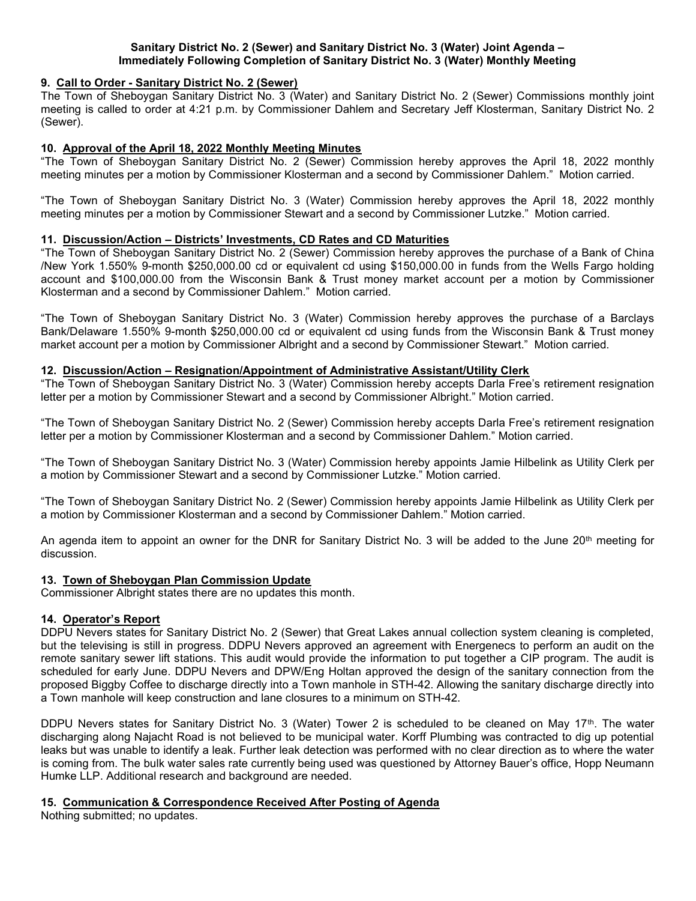**Sanitary District No. 2 (Sewer) and Sanitary District No. 3 (Water) Joint Agenda – Immediately Following Completion of Sanitary District No. 3 (Water) Monthly Meeting**

## 9. Call to Order - Sanitary District No. 2 (Sewer)

The Town of Sheboygan Sanitary District No. 3 (Water) and Sanitary District No. 2 (Sewer) Commissions monthly joint meeting is called to order at 4:21 p.m. by Commissioner Dahlem and Secretary Jeff Klosterman, Sanitary District No. 2 (Sewer).

## 10. Approval of the April 18, 2022 Monthly Meeting Minutes

"The Town of Sheboygan Sanitary District No. 2 (Sewer) Commission hereby approves the April 18, 2022 monthly meeting minutes per a motion by Commissioner Klosterman and a second by Commissioner Dahlem." Motion carried.

"The Town of Sheboygan Sanitary District No. 3 (Water) Commission hereby approves the April 18, 2022 monthly meeting minutes per a motion by Commissioner Stewart and a second by Commissioner Lutzke." Motion carried.

## 11. Discussion/Action – Districts' Investments, CD Rates and CD Maturities

"The Town of Sheboygan Sanitary District No. 2 (Sewer) Commission hereby approves the purchase of a Bank of China /New York 1.550% 9-month $250,000.00 cd or equivalent cd using $150,000.00 in funds from the Wells Fargo holding account and $100,000.00 from the Wisconsin Bank & Trust money market account per a motion by Commissioner Klosterman and a second by Commissioner Dahlem." Motion carried.

"The Town of Sheboygan Sanitary District No. 3 (Water) Commission hereby approves the purchase of a Barclays Bank/Delaware 1.550% 9-month $250,000.00 cd or equivalent cd using funds from the Wisconsin Bank & Trust money market account per a motion by Commissioner Albright and a second by Commissioner Stewart." Motion carried.

## 12. Discussion/Action – Resignation/Appointment of Administrative Assistant/Utility Clerk

"The Town of Sheboygan Sanitary District No. 3 (Water) Commission hereby accepts Darla Free's retirement resignation letter per a motion by Commissioner Stewart and a second by Commissioner Albright." Motion carried.

"The Town of Sheboygan Sanitary District No. 2 (Sewer) Commission hereby accepts Darla Free's retirement resignation letter per a motion by Commissioner Klosterman and a second by Commissioner Dahlem." Motion carried.

"The Town of Sheboygan Sanitary District No. 3 (Water) Commission hereby appoints Jamie Hilbelink as Utility Clerk per a motion by Commissioner Stewart and a second by Commissioner Lutzke." Motion carried.

"The Town of Sheboygan Sanitary District No. 2 (Sewer) Commission hereby appoints Jamie Hilbelink as Utility Clerk per a motion by Commissioner Klosterman and a second by Commissioner Dahlem." Motion carried.

An agenda item to appoint an owner for the DNR for Sanitary District No. 3 will be added to the June 20th meeting for discussion.

## 13. Town of Sheboygan Plan Commission Update

Commissioner Albright states there are no updates this month.

## 14. Operator's Report

DDPU Nevers states for Sanitary District No. 2 (Sewer) that Great Lakes annual collection system cleaning is completed, but the televising is still in progress. DDPU Nevers approved an agreement with Energenecs to perform an audit on the remote sanitary sewer lift stations. This audit would provide the information to put together a CIP program. The audit is scheduled for early June. DDPU Nevers and DPW/Eng Holtan approved the design of the sanitary connection from the proposed Biggby Coffee to discharge directly into a Town manhole in STH-42. Allowing the sanitary discharge directly into a Town manhole will keep construction and lane closures to a minimum on STH-42.

DDPU Nevers states for Sanitary District No. 3 (Water) Tower 2 is scheduled to be cleaned on May 17th. The water discharging along Najacht Road is not believed to be municipal water. Korff Plumbing was contracted to dig up potential leaks but was unable to identify a leak. Further leak detection was performed with no clear direction as to where the water is coming from. The bulk water sales rate currently being used was questioned by Attorney Bauer's office, Hopp Neumann Humke LLP. Additional research and background are needed.

## 15. Communication & Correspondence Received After Posting of Agenda

Nothing submitted; no updates.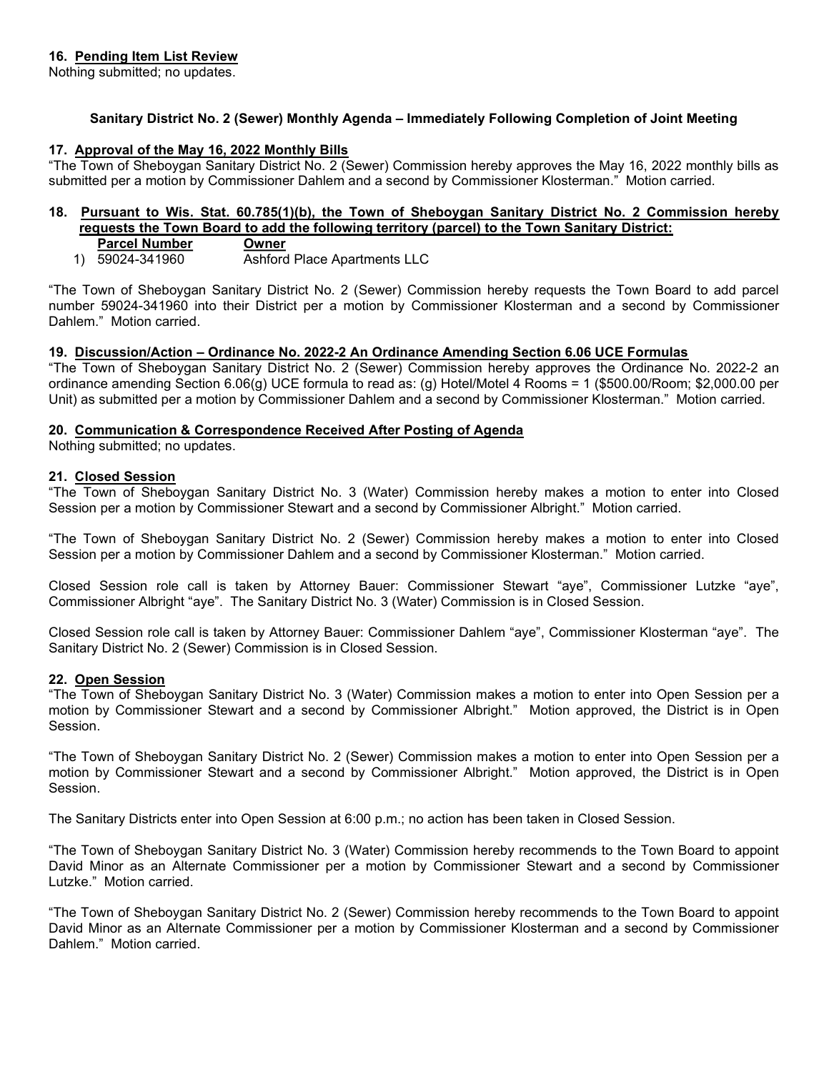**16. Pending Item List Review**
Nothing submitted; no updates.

**Sanitary District No. 2 (Sewer) Monthly Agenda – Immediately Following Completion of Joint Meeting**

**17. Approval of the May 16, 2022 Monthly Bills**
"The Town of Sheboygan Sanitary District No. 2 (Sewer) Commission hereby approves the May 16, 2022 monthly bills as submitted per a motion by Commissioner Dahlem and a second by Commissioner Klosterman." Motion carried.

**18. Pursuant to Wis. Stat. 60.785(1)(b), the Town of Sheboygan Sanitary District No. 2 Commission hereby requests the Town Board to add the following territory (parcel) to the Town Sanitary District:**

| | Parcel Number | Owner |
|---|---|---|
| 1) | 59024-341960 | Ashford Place Apartments LLC |

"The Town of Sheboygan Sanitary District No. 2 (Sewer) Commission hereby requests the Town Board to add parcel number 59024-341960 into their District per a motion by Commissioner Klosterman and a second by Commissioner Dahlem." Motion carried.

**19. Discussion/Action – Ordinance No. 2022-2 An Ordinance Amending Section 6.06 UCE Formulas**
"The Town of Sheboygan Sanitary District No. 2 (Sewer) Commission hereby approves the Ordinance No. 2022-2 an ordinance amending Section 6.06(g) UCE formula to read as: (g) Hotel/Motel 4 Rooms = 1 ($500.00/Room; $2,000.00 per Unit) as submitted per a motion by Commissioner Dahlem and a second by Commissioner Klosterman." Motion carried.

**20. Communication & Correspondence Received After Posting of Agenda**
Nothing submitted; no updates.

**21. Closed Session**
"The Town of Sheboygan Sanitary District No. 3 (Water) Commission hereby makes a motion to enter into Closed Session per a motion by Commissioner Stewart and a second by Commissioner Albright." Motion carried.

"The Town of Sheboygan Sanitary District No. 2 (Sewer) Commission hereby makes a motion to enter into Closed Session per a motion by Commissioner Dahlem and a second by Commissioner Klosterman." Motion carried.

Closed Session role call is taken by Attorney Bauer: Commissioner Stewart "aye", Commissioner Lutzke "aye", Commissioner Albright "aye". The Sanitary District No. 3 (Water) Commission is in Closed Session.

Closed Session role call is taken by Attorney Bauer: Commissioner Dahlem "aye", Commissioner Klosterman "aye". The Sanitary District No. 2 (Sewer) Commission is in Closed Session.

**22. Open Session**
"The Town of Sheboygan Sanitary District No. 3 (Water) Commission makes a motion to enter into Open Session per a motion by Commissioner Stewart and a second by Commissioner Albright." Motion approved, the District is in Open Session.

"The Town of Sheboygan Sanitary District No. 2 (Sewer) Commission makes a motion to enter into Open Session per a motion by Commissioner Stewart and a second by Commissioner Albright." Motion approved, the District is in Open Session.

The Sanitary Districts enter into Open Session at 6:00 p.m.; no action has been taken in Closed Session.

"The Town of Sheboygan Sanitary District No. 3 (Water) Commission hereby recommends to the Town Board to appoint David Minor as an Alternate Commissioner per a motion by Commissioner Stewart and a second by Commissioner Lutzke." Motion carried.

"The Town of Sheboygan Sanitary District No. 2 (Sewer) Commission hereby recommends to the Town Board to appoint David Minor as an Alternate Commissioner per a motion by Commissioner Klosterman and a second by Commissioner Dahlem." Motion carried.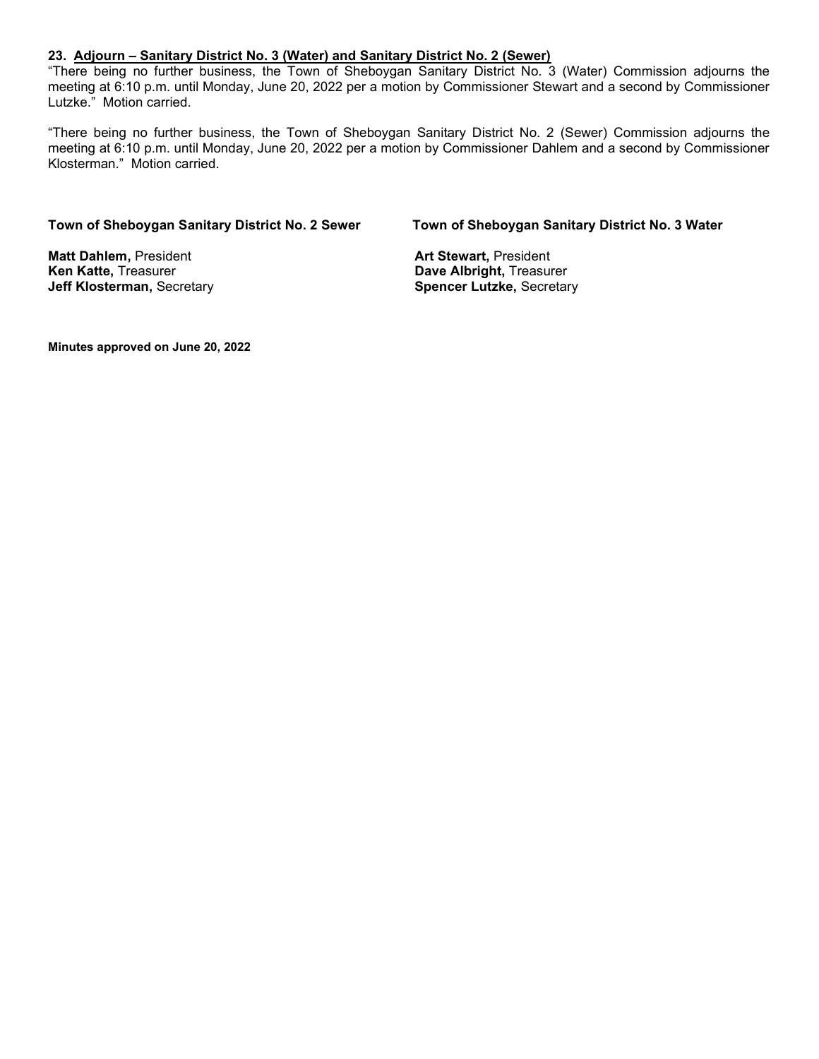**23. <u>Adjourn – Sanitary District No. 3 (Water) and Sanitary District No. 2 (Sewer)</u>**

"There being no further business, the Town of Sheboygan Sanitary District No. 3 (Water) Commission adjourns the meeting at 6:10 p.m. until Monday, June 20, 2022 per a motion by Commissioner Stewart and a second by Commissioner Lutzke." Motion carried.

"There being no further business, the Town of Sheboygan Sanitary District No. 2 (Sewer) Commission adjourns the meeting at 6:10 p.m. until Monday, June 20, 2022 per a motion by Commissioner Dahlem and a second by Commissioner Klosterman." Motion carried.

**Town of Sheboygan Sanitary District No. 2 Sewer**

**Matt Dahlem,** President
**Ken Katte,** Treasurer
**Jeff Klosterman,** Secretary

**Town of Sheboygan Sanitary District No. 3 Water**

**Art Stewart,** President
**Dave Albright,** Treasurer
**Spencer Lutzke,** Secretary

**Minutes approved on June 20, 2022**